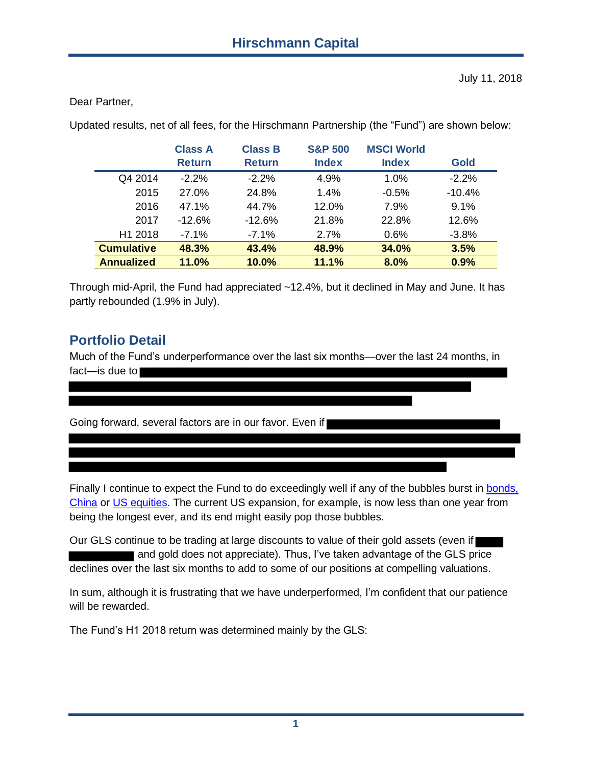# Hirschmann Capital

July 11, 2018

Dear Partner,

Updated results, net of all fees, for the Hirschmann Partnership (the "Fund") are shown below:

| | Class A Return | Class B Return | S&P 500 Index | MSCI World Index | Gold |
|---|---|---|---|---|---|
| Q4 2014 | -2.2% | -2.2% | 4.9% | 1.0% | -2.2% |
| 2015 | 27.0% | 24.8% | 1.4% | -0.5% | -10.4% |
| 2016 | 47.1% | 44.7% | 12.0% | 7.9% | 9.1% |
| 2017 | -12.6% | -12.6% | 21.8% | 22.8% | 12.6% |
| H1 2018 | -7.1% | -7.1% | 2.7% | 0.6% | -3.8% |
| **Cumulative** | **48.3%** | **43.4%** | **48.9%** | **34.0%** | **3.5%** |
| **Annualized** | **11.0%** | **10.0%** | **11.1%** | **8.0%** | **0.9%** |

Through mid-April, the Fund had appreciated ~12.4%, but it declined in May and June. It has partly rebounded (1.9% in July).

## Portfolio Detail

Much of the Fund's underperformance over the last six months—over the last 24 months, in fact—is due to [REDACTED]

Going forward, several factors are in our favor. Even if [REDACTED]

Finally I continue to expect the Fund to do exceedingly well if any of the bubbles burst in bonds, China or US equities. The current US expansion, for example, is now less than one year from being the longest ever, and its end might easily pop those bubbles.

Our GLS continue to be trading at large discounts to value of their gold assets (even if [REDACTED] and gold does not appreciate). Thus, I've taken advantage of the GLS price declines over the last six months to add to some of our positions at compelling valuations.

In sum, although it is frustrating that we have underperformed, I'm confident that our patience will be rewarded.

The Fund's H1 2018 return was determined mainly by the GLS: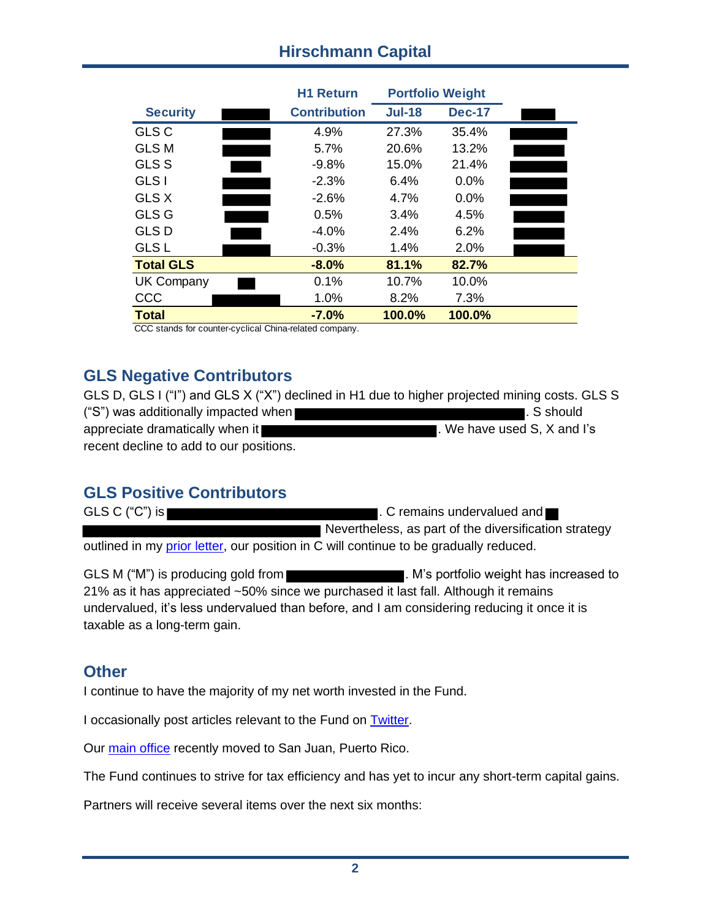| Security | | H1 Return Contribution | Portfolio Weight Jul-18 | Dec-17 | |
|---|---|---|---|---|---|
| GLS C | | 4.9% | 27.3% | 35.4% | |
| GLS M | | 5.7% | 20.6% | 13.2% | |
| GLS S | | -9.8% | 15.0% | 21.4% | |
| GLS I | | -2.3% | 6.4% | 0.0% | |
| GLS X | | -2.6% | 4.7% | 0.0% | |
| GLS G | | 0.5% | 3.4% | 4.5% | |
| GLS D | | -4.0% | 2.4% | 6.2% | |
| GLS L | | -0.3% | 1.4% | 2.0% | |
| **Total GLS** | | **-8.0%** | **81.1%** | **82.7%** | |
| UK Company | | 0.1% | 10.7% | 10.0% | |
| CCC | | 1.0% | 8.2% | 7.3% | |
| **Total** | | **-7.0%** | **100.0%** | **100.0%** | |

CCC stands for counter-cyclical China-related company.

## GLS Negative Contributors

GLS D, GLS I ("I") and GLS X ("X") declined in H1 due to higher projected mining costs. GLS S ("S") was additionally impacted when ██████. S should appreciate dramatically when it ██████. We have used S, X and I's recent decline to add to our positions.

## GLS Positive Contributors

GLS C ("C") is ██████. C remains undervalued and ██████ Nevertheless, as part of the diversification strategy outlined in my prior letter, our position in C will continue to be gradually reduced.

GLS M ("M") is producing gold from ██████. M's portfolio weight has increased to 21% as it has appreciated ~50% since we purchased it last fall. Although it remains undervalued, it's less undervalued than before, and I am considering reducing it once it is taxable as a long-term gain.

## Other

I continue to have the majority of my net worth invested in the Fund.

I occasionally post articles relevant to the Fund on Twitter.

Our main office recently moved to San Juan, Puerto Rico.

The Fund continues to strive for tax efficiency and has yet to incur any short-term capital gains.

Partners will receive several items over the next six months: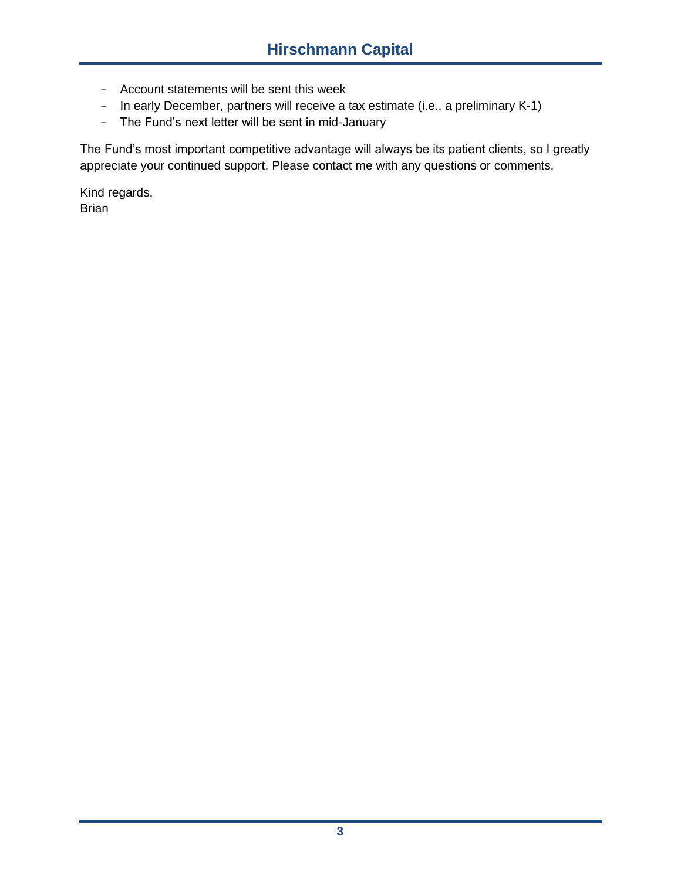- Account statements will be sent this week
- In early December, partners will receive a tax estimate (i.e., a preliminary K-1)
- The Fund's next letter will be sent in mid-January

The Fund's most important competitive advantage will always be its patient clients, so I greatly appreciate your continued support. Please contact me with any questions or comments.

Kind regards,
Brian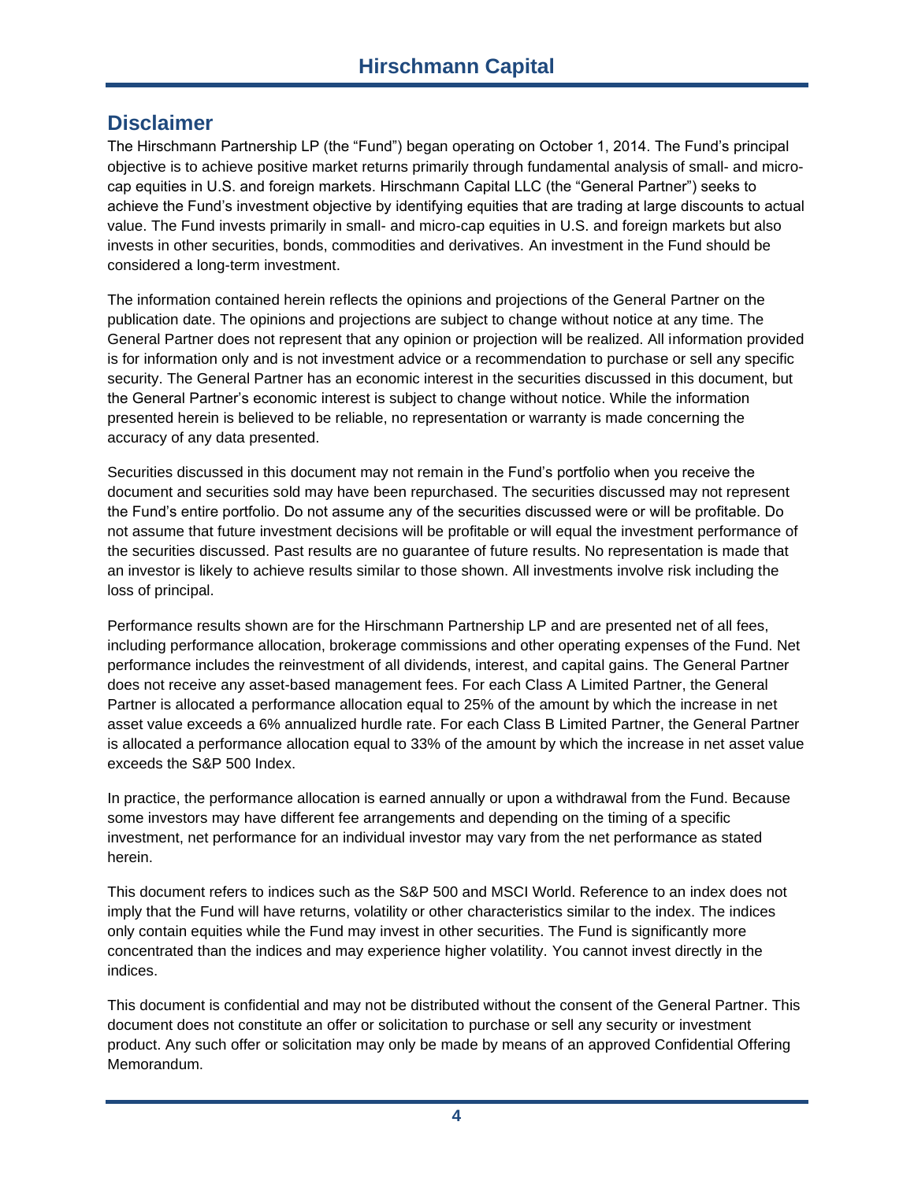## Disclaimer

The Hirschmann Partnership LP (the "Fund") began operating on October 1, 2014. The Fund's principal objective is to achieve positive market returns primarily through fundamental analysis of small- and micro-cap equities in U.S. and foreign markets. Hirschmann Capital LLC (the "General Partner") seeks to achieve the Fund's investment objective by identifying equities that are trading at large discounts to actual value. The Fund invests primarily in small- and micro-cap equities in U.S. and foreign markets but also invests in other securities, bonds, commodities and derivatives. An investment in the Fund should be considered a long-term investment.

The information contained herein reflects the opinions and projections of the General Partner on the publication date. The opinions and projections are subject to change without notice at any time. The General Partner does not represent that any opinion or projection will be realized. All information provided is for information only and is not investment advice or a recommendation to purchase or sell any specific security. The General Partner has an economic interest in the securities discussed in this document, but the General Partner's economic interest is subject to change without notice. While the information presented herein is believed to be reliable, no representation or warranty is made concerning the accuracy of any data presented.

Securities discussed in this document may not remain in the Fund's portfolio when you receive the document and securities sold may have been repurchased. The securities discussed may not represent the Fund's entire portfolio. Do not assume any of the securities discussed were or will be profitable. Do not assume that future investment decisions will be profitable or will equal the investment performance of the securities discussed. Past results are no guarantee of future results. No representation is made that an investor is likely to achieve results similar to those shown. All investments involve risk including the loss of principal.

Performance results shown are for the Hirschmann Partnership LP and are presented net of all fees, including performance allocation, brokerage commissions and other operating expenses of the Fund. Net performance includes the reinvestment of all dividends, interest, and capital gains. The General Partner does not receive any asset-based management fees. For each Class A Limited Partner, the General Partner is allocated a performance allocation equal to 25% of the amount by which the increase in net asset value exceeds a 6% annualized hurdle rate. For each Class B Limited Partner, the General Partner is allocated a performance allocation equal to 33% of the amount by which the increase in net asset value exceeds the S&P 500 Index.

In practice, the performance allocation is earned annually or upon a withdrawal from the Fund. Because some investors may have different fee arrangements and depending on the timing of a specific investment, net performance for an individual investor may vary from the net performance as stated herein.

This document refers to indices such as the S&P 500 and MSCI World. Reference to an index does not imply that the Fund will have returns, volatility or other characteristics similar to the index. The indices only contain equities while the Fund may invest in other securities. The Fund is significantly more concentrated than the indices and may experience higher volatility. You cannot invest directly in the indices.

This document is confidential and may not be distributed without the consent of the General Partner. This document does not constitute an offer or solicitation to purchase or sell any security or investment product. Any such offer or solicitation may only be made by means of an approved Confidential Offering Memorandum.